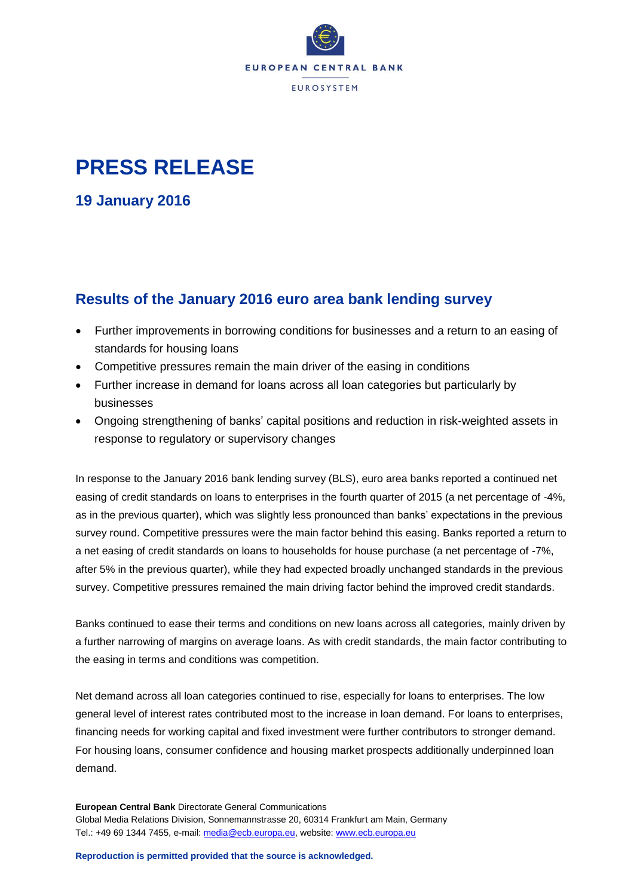EUROPEAN CENTRAL BANK

EUROSYSTEM

# PRESS RELEASE

## 19 January 2016

## Results of the January 2016 euro area bank lending survey

- Further improvements in borrowing conditions for businesses and a return to an easing of standards for housing loans
- Competitive pressures remain the main driver of the easing in conditions
- Further increase in demand for loans across all loan categories but particularly by businesses
- Ongoing strengthening of banks' capital positions and reduction in risk-weighted assets in response to regulatory or supervisory changes

In response to the January 2016 bank lending survey (BLS), euro area banks reported a continued net easing of credit standards on loans to enterprises in the fourth quarter of 2015 (a net percentage of -4%, as in the previous quarter), which was slightly less pronounced than banks' expectations in the previous survey round. Competitive pressures were the main factor behind this easing. Banks reported a return to a net easing of credit standards on loans to households for house purchase (a net percentage of -7%, after 5% in the previous quarter), while they had expected broadly unchanged standards in the previous survey. Competitive pressures remained the main driving factor behind the improved credit standards.

Banks continued to ease their terms and conditions on new loans across all categories, mainly driven by a further narrowing of margins on average loans. As with credit standards, the main factor contributing to the easing in terms and conditions was competition.

Net demand across all loan categories continued to rise, especially for loans to enterprises. The low general level of interest rates contributed most to the increase in loan demand. For loans to enterprises, financing needs for working capital and fixed investment were further contributors to stronger demand. For housing loans, consumer confidence and housing market prospects additionally underpinned loan demand.

**European Central Bank** Directorate General Communications
Global Media Relations Division, Sonnemannstrasse 20, 60314 Frankfurt am Main, Germany
Tel.: +49 69 1344 7455, e-mail: media@ecb.europa.eu, website: www.ecb.europa.eu

**Reproduction is permitted provided that the source is acknowledged.**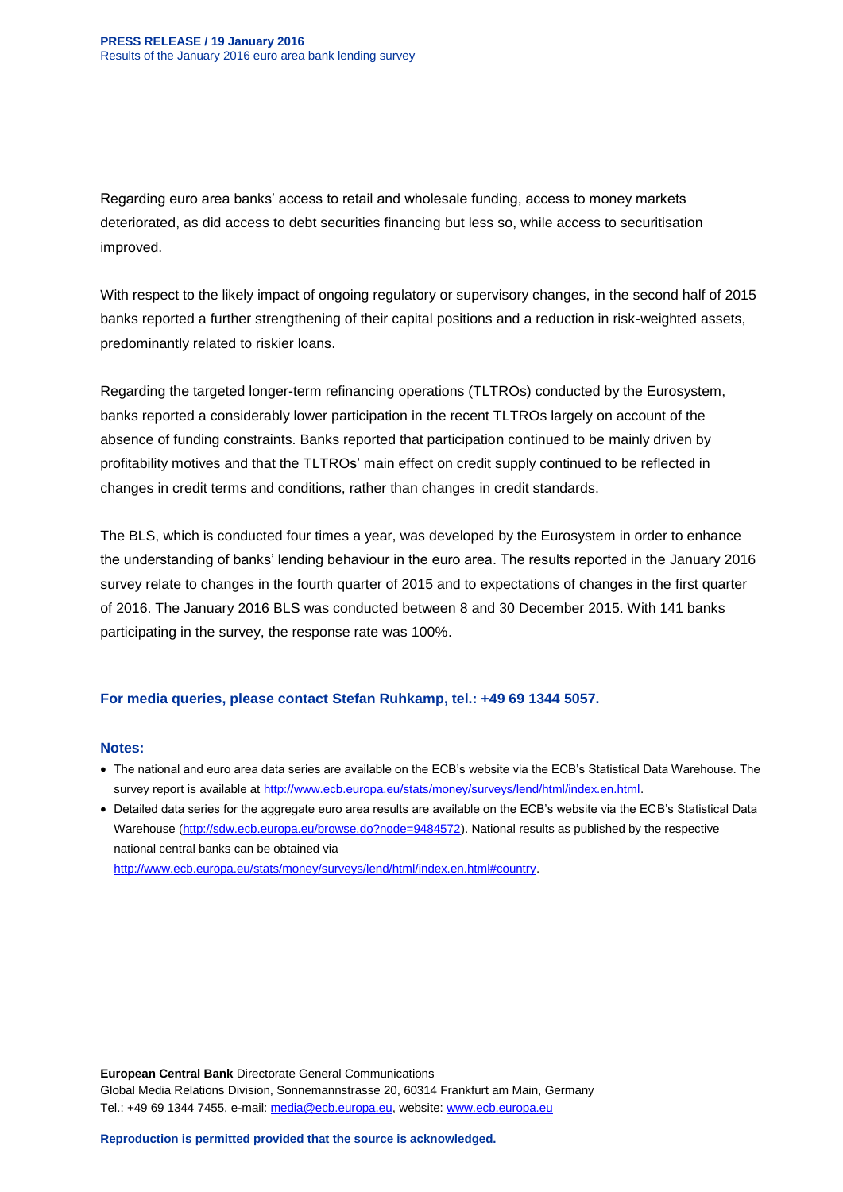Regarding euro area banks' access to retail and wholesale funding, access to money markets deteriorated, as did access to debt securities financing but less so, while access to securitisation improved.

With respect to the likely impact of ongoing regulatory or supervisory changes, in the second half of 2015 banks reported a further strengthening of their capital positions and a reduction in risk-weighted assets, predominantly related to riskier loans.

Regarding the targeted longer-term refinancing operations (TLTROs) conducted by the Eurosystem, banks reported a considerably lower participation in the recent TLTROs largely on account of the absence of funding constraints. Banks reported that participation continued to be mainly driven by profitability motives and that the TLTROs' main effect on credit supply continued to be reflected in changes in credit terms and conditions, rather than changes in credit standards.

The BLS, which is conducted four times a year, was developed by the Eurosystem in order to enhance the understanding of banks' lending behaviour in the euro area. The results reported in the January 2016 survey relate to changes in the fourth quarter of 2015 and to expectations of changes in the first quarter of 2016. The January 2016 BLS was conducted between 8 and 30 December 2015. With 141 banks participating in the survey, the response rate was 100%.

**For media queries, please contact Stefan Ruhkamp, tel.: +49 69 1344 5057.**

**Notes:**

- The national and euro area data series are available on the ECB's website via the ECB's Statistical Data Warehouse. The survey report is available at http://www.ecb.europa.eu/stats/money/surveys/lend/html/index.en.html.
- Detailed data series for the aggregate euro area results are available on the ECB's website via the ECB's Statistical Data Warehouse (http://sdw.ecb.europa.eu/browse.do?node=9484572). National results as published by the respective national central banks can be obtained via http://www.ecb.europa.eu/stats/money/surveys/lend/html/index.en.html#country.

**European Central Bank** Directorate General Communications
Global Media Relations Division, Sonnemannstrasse 20, 60314 Frankfurt am Main, Germany
Tel.: +49 69 1344 7455, e-mail: media@ecb.europa.eu, website: www.ecb.europa.eu

**Reproduction is permitted provided that the source is acknowledged.**